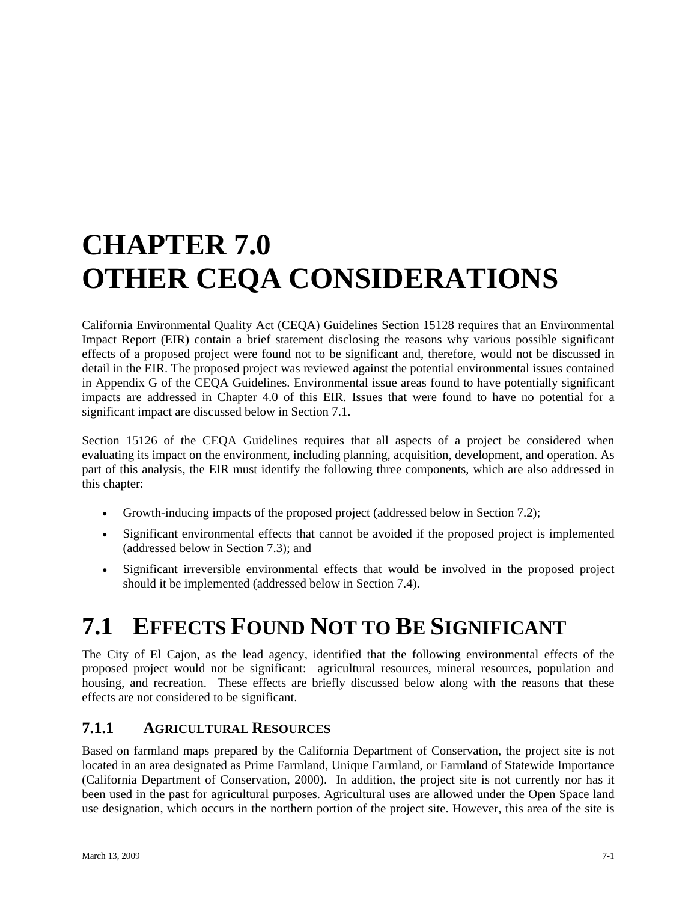# CHAPTER 7.0
# OTHER CEQA CONSIDERATIONS

California Environmental Quality Act (CEQA) Guidelines Section 15128 requires that an Environmental Impact Report (EIR) contain a brief statement disclosing the reasons why various possible significant effects of a proposed project were found not to be significant and, therefore, would not be discussed in detail in the EIR. The proposed project was reviewed against the potential environmental issues contained in Appendix G of the CEQA Guidelines. Environmental issue areas found to have potentially significant impacts are addressed in Chapter 4.0 of this EIR. Issues that were found to have no potential for a significant impact are discussed below in Section 7.1.

Section 15126 of the CEQA Guidelines requires that all aspects of a project be considered when evaluating its impact on the environment, including planning, acquisition, development, and operation. As part of this analysis, the EIR must identify the following three components, which are also addressed in this chapter:

- Growth-inducing impacts of the proposed project (addressed below in Section 7.2);
- Significant environmental effects that cannot be avoided if the proposed project is implemented (addressed below in Section 7.3); and
- Significant irreversible environmental effects that would be involved in the proposed project should it be implemented (addressed below in Section 7.4).

## 7.1 EFFECTS FOUND NOT TO BE SIGNIFICANT

The City of El Cajon, as the lead agency, identified that the following environmental effects of the proposed project would not be significant: agricultural resources, mineral resources, population and housing, and recreation. These effects are briefly discussed below along with the reasons that these effects are not considered to be significant.

### 7.1.1 AGRICULTURAL RESOURCES

Based on farmland maps prepared by the California Department of Conservation, the project site is not located in an area designated as Prime Farmland, Unique Farmland, or Farmland of Statewide Importance (California Department of Conservation, 2000). In addition, the project site is not currently nor has it been used in the past for agricultural purposes. Agricultural uses are allowed under the Open Space land use designation, which occurs in the northern portion of the project site. However, this area of the site is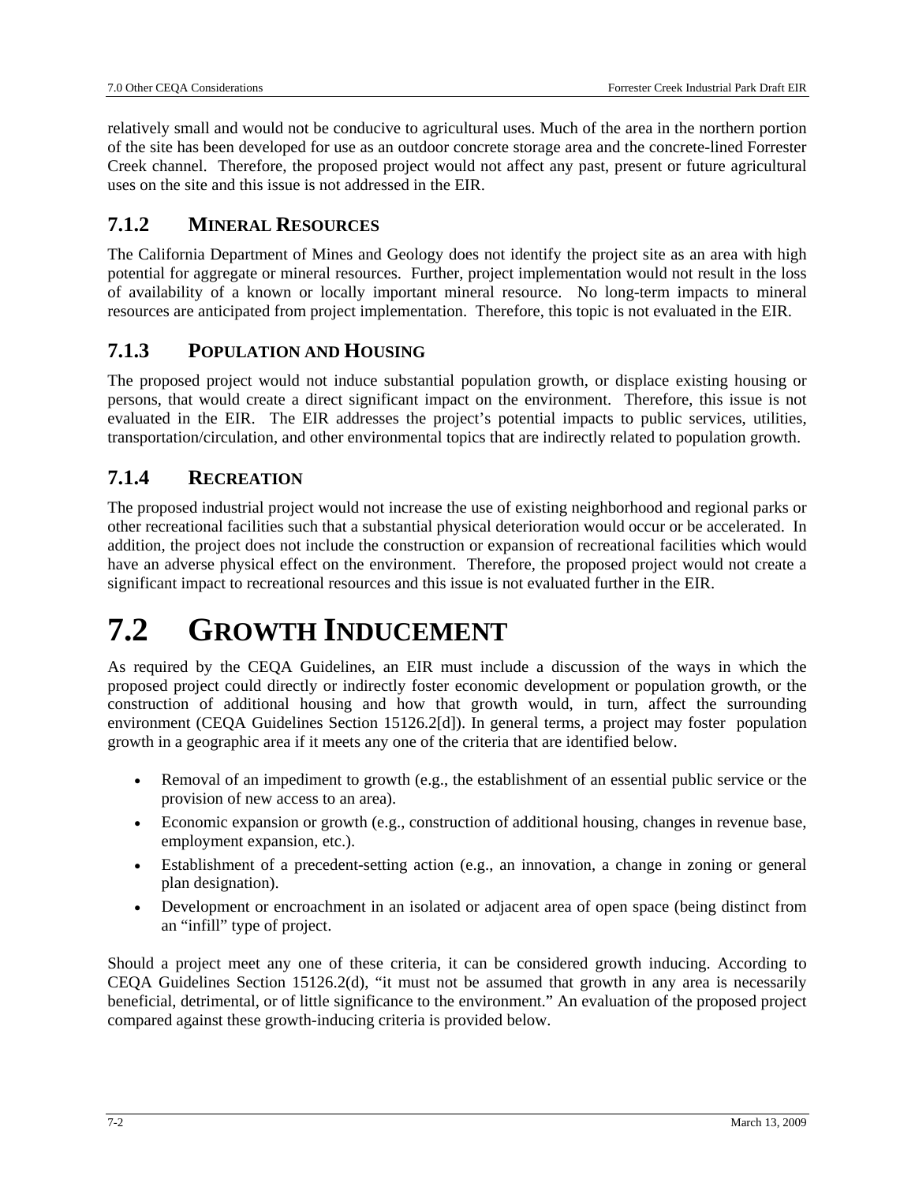relatively small and would not be conducive to agricultural uses. Much of the area in the northern portion of the site has been developed for use as an outdoor concrete storage area and the concrete-lined Forrester Creek channel. Therefore, the proposed project would not affect any past, present or future agricultural uses on the site and this issue is not addressed in the EIR.

### 7.1.2 MINERAL RESOURCES

The California Department of Mines and Geology does not identify the project site as an area with high potential for aggregate or mineral resources. Further, project implementation would not result in the loss of availability of a known or locally important mineral resource. No long-term impacts to mineral resources are anticipated from project implementation. Therefore, this topic is not evaluated in the EIR.

### 7.1.3 POPULATION AND HOUSING

The proposed project would not induce substantial population growth, or displace existing housing or persons, that would create a direct significant impact on the environment. Therefore, this issue is not evaluated in the EIR. The EIR addresses the project's potential impacts to public services, utilities, transportation/circulation, and other environmental topics that are indirectly related to population growth.

### 7.1.4 RECREATION

The proposed industrial project would not increase the use of existing neighborhood and regional parks or other recreational facilities such that a substantial physical deterioration would occur or be accelerated. In addition, the project does not include the construction or expansion of recreational facilities which would have an adverse physical effect on the environment. Therefore, the proposed project would not create a significant impact to recreational resources and this issue is not evaluated further in the EIR.

# 7.2 GROWTH INDUCEMENT

As required by the CEQA Guidelines, an EIR must include a discussion of the ways in which the proposed project could directly or indirectly foster economic development or population growth, or the construction of additional housing and how that growth would, in turn, affect the surrounding environment (CEQA Guidelines Section 15126.2[d]). In general terms, a project may foster population growth in a geographic area if it meets any one of the criteria that are identified below.

- Removal of an impediment to growth (e.g., the establishment of an essential public service or the provision of new access to an area).
- Economic expansion or growth (e.g., construction of additional housing, changes in revenue base, employment expansion, etc.).
- Establishment of a precedent-setting action (e.g., an innovation, a change in zoning or general plan designation).
- Development or encroachment in an isolated or adjacent area of open space (being distinct from an "infill" type of project.

Should a project meet any one of these criteria, it can be considered growth inducing. According to CEQA Guidelines Section 15126.2(d), "it must not be assumed that growth in any area is necessarily beneficial, detrimental, or of little significance to the environment." An evaluation of the proposed project compared against these growth-inducing criteria is provided below.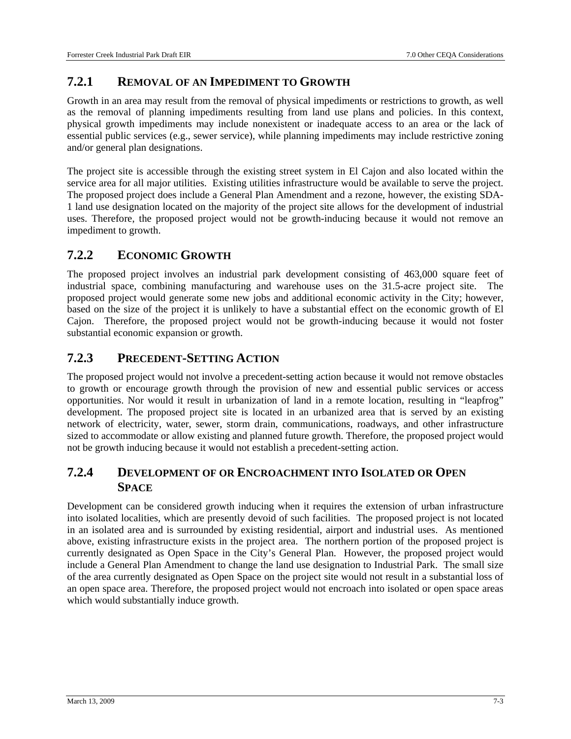### 7.2.1 REMOVAL OF AN IMPEDIMENT TO GROWTH

Growth in an area may result from the removal of physical impediments or restrictions to growth, as well as the removal of planning impediments resulting from land use plans and policies. In this context, physical growth impediments may include nonexistent or inadequate access to an area or the lack of essential public services (e.g., sewer service), while planning impediments may include restrictive zoning and/or general plan designations.

The project site is accessible through the existing street system in El Cajon and also located within the service area for all major utilities. Existing utilities infrastructure would be available to serve the project. The proposed project does include a General Plan Amendment and a rezone, however, the existing SDA-1 land use designation located on the majority of the project site allows for the development of industrial uses. Therefore, the proposed project would not be growth-inducing because it would not remove an impediment to growth.

### 7.2.2 ECONOMIC GROWTH

The proposed project involves an industrial park development consisting of 463,000 square feet of industrial space, combining manufacturing and warehouse uses on the 31.5-acre project site. The proposed project would generate some new jobs and additional economic activity in the City; however, based on the size of the project it is unlikely to have a substantial effect on the economic growth of El Cajon. Therefore, the proposed project would not be growth-inducing because it would not foster substantial economic expansion or growth.

### 7.2.3 PRECEDENT-SETTING ACTION

The proposed project would not involve a precedent-setting action because it would not remove obstacles to growth or encourage growth through the provision of new and essential public services or access opportunities. Nor would it result in urbanization of land in a remote location, resulting in "leapfrog" development. The proposed project site is located in an urbanized area that is served by an existing network of electricity, water, sewer, storm drain, communications, roadways, and other infrastructure sized to accommodate or allow existing and planned future growth. Therefore, the proposed project would not be growth inducing because it would not establish a precedent-setting action.

### 7.2.4 DEVELOPMENT OF OR ENCROACHMENT INTO ISOLATED OR OPEN SPACE

Development can be considered growth inducing when it requires the extension of urban infrastructure into isolated localities, which are presently devoid of such facilities. The proposed project is not located in an isolated area and is surrounded by existing residential, airport and industrial uses. As mentioned above, existing infrastructure exists in the project area. The northern portion of the proposed project is currently designated as Open Space in the City's General Plan. However, the proposed project would include a General Plan Amendment to change the land use designation to Industrial Park. The small size of the area currently designated as Open Space on the project site would not result in a substantial loss of an open space area. Therefore, the proposed project would not encroach into isolated or open space areas which would substantially induce growth.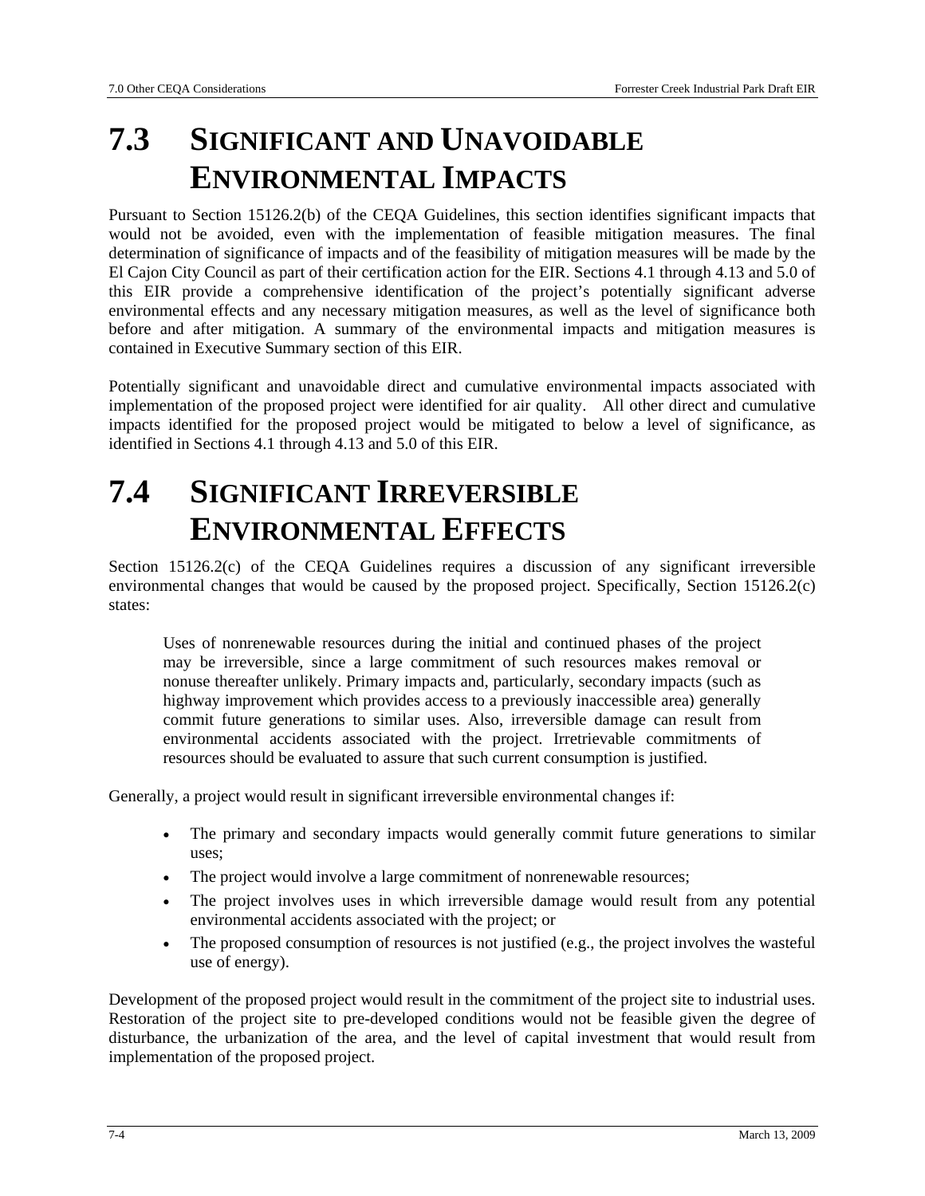# 7.3 SIGNIFICANT AND UNAVOIDABLE ENVIRONMENTAL IMPACTS

Pursuant to Section 15126.2(b) of the CEQA Guidelines, this section identifies significant impacts that would not be avoided, even with the implementation of feasible mitigation measures. The final determination of significance of impacts and of the feasibility of mitigation measures will be made by the El Cajon City Council as part of their certification action for the EIR. Sections 4.1 through 4.13 and 5.0 of this EIR provide a comprehensive identification of the project's potentially significant adverse environmental effects and any necessary mitigation measures, as well as the level of significance both before and after mitigation. A summary of the environmental impacts and mitigation measures is contained in Executive Summary section of this EIR.

Potentially significant and unavoidable direct and cumulative environmental impacts associated with implementation of the proposed project were identified for air quality. All other direct and cumulative impacts identified for the proposed project would be mitigated to below a level of significance, as identified in Sections 4.1 through 4.13 and 5.0 of this EIR.

# 7.4 SIGNIFICANT IRREVERSIBLE ENVIRONMENTAL EFFECTS

Section 15126.2(c) of the CEQA Guidelines requires a discussion of any significant irreversible environmental changes that would be caused by the proposed project. Specifically, Section 15126.2(c) states:

> Uses of nonrenewable resources during the initial and continued phases of the project may be irreversible, since a large commitment of such resources makes removal or nonuse thereafter unlikely. Primary impacts and, particularly, secondary impacts (such as highway improvement which provides access to a previously inaccessible area) generally commit future generations to similar uses. Also, irreversible damage can result from environmental accidents associated with the project. Irretrievable commitments of resources should be evaluated to assure that such current consumption is justified.

Generally, a project would result in significant irreversible environmental changes if:

- The primary and secondary impacts would generally commit future generations to similar uses;
- The project would involve a large commitment of nonrenewable resources;
- The project involves uses in which irreversible damage would result from any potential environmental accidents associated with the project; or
- The proposed consumption of resources is not justified (e.g., the project involves the wasteful use of energy).

Development of the proposed project would result in the commitment of the project site to industrial uses. Restoration of the project site to pre-developed conditions would not be feasible given the degree of disturbance, the urbanization of the area, and the level of capital investment that would result from implementation of the proposed project.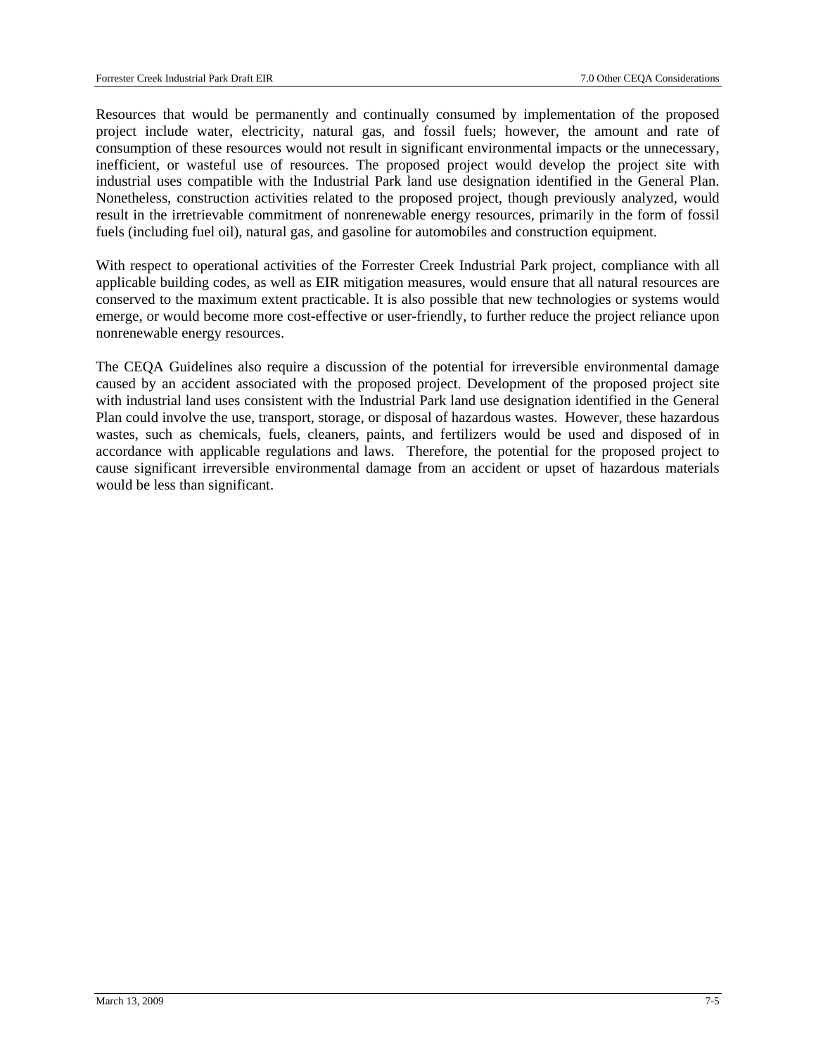Resources that would be permanently and continually consumed by implementation of the proposed project include water, electricity, natural gas, and fossil fuels; however, the amount and rate of consumption of these resources would not result in significant environmental impacts or the unnecessary, inefficient, or wasteful use of resources. The proposed project would develop the project site with industrial uses compatible with the Industrial Park land use designation identified in the General Plan. Nonetheless, construction activities related to the proposed project, though previously analyzed, would result in the irretrievable commitment of nonrenewable energy resources, primarily in the form of fossil fuels (including fuel oil), natural gas, and gasoline for automobiles and construction equipment.

With respect to operational activities of the Forrester Creek Industrial Park project, compliance with all applicable building codes, as well as EIR mitigation measures, would ensure that all natural resources are conserved to the maximum extent practicable. It is also possible that new technologies or systems would emerge, or would become more cost-effective or user-friendly, to further reduce the project reliance upon nonrenewable energy resources.

The CEQA Guidelines also require a discussion of the potential for irreversible environmental damage caused by an accident associated with the proposed project. Development of the proposed project site with industrial land uses consistent with the Industrial Park land use designation identified in the General Plan could involve the use, transport, storage, or disposal of hazardous wastes. However, these hazardous wastes, such as chemicals, fuels, cleaners, paints, and fertilizers would be used and disposed of in accordance with applicable regulations and laws. Therefore, the potential for the proposed project to cause significant irreversible environmental damage from an accident or upset of hazardous materials would be less than significant.